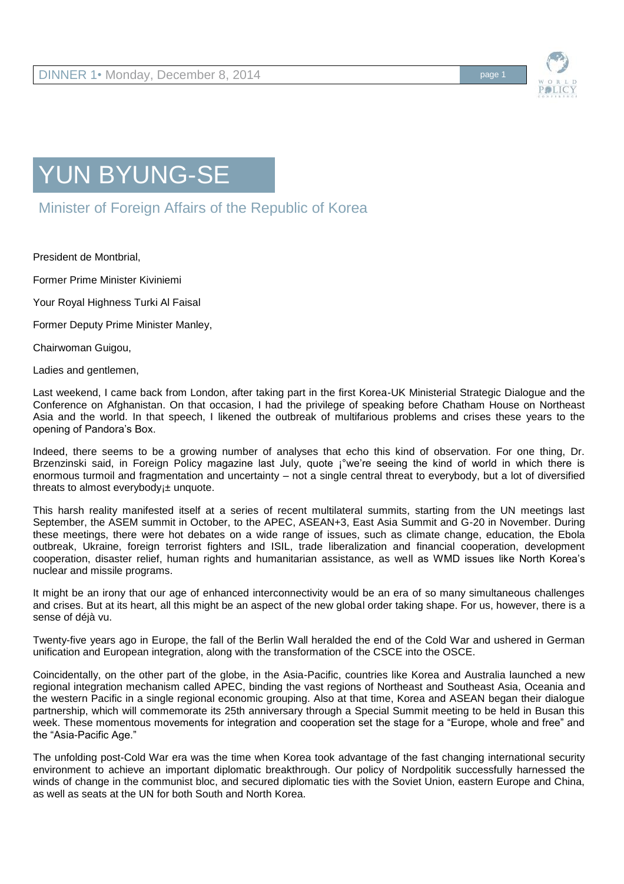# YUN BYUNG-SE

## Minister of Foreign Affairs of the Republic of Korea

President de Montbrial,

Former Prime Minister Kiviniemi

Your Royal Highness Turki Al Faisal

Former Deputy Prime Minister Manley,

Chairwoman Guigou,

Ladies and gentlemen,

Last weekend, I came back from London, after taking part in the first Korea-UK Ministerial Strategic Dialogue and the Conference on Afghanistan. On that occasion, I had the privilege of speaking before Chatham House on Northeast Asia and the world. In that speech, I likened the outbreak of multifarious problems and crises these years to the opening of Pandora's Box.

Indeed, there seems to be a growing number of analyses that echo this kind of observation. For one thing, Dr. Brzenzinski said, in Foreign Policy magazine last July, quote ¡°we're seeing the kind of world in which there is enormous turmoil and fragmentation and uncertainty – not a single central threat to everybody, but a lot of diversified threats to almost everybody¡± unquote.

This harsh reality manifested itself at a series of recent multilateral summits, starting from the UN meetings last September, the ASEM summit in October, to the APEC, ASEAN+3, East Asia Summit and G-20 in November. During these meetings, there were hot debates on a wide range of issues, such as climate change, education, the Ebola outbreak, Ukraine, foreign terrorist fighters and ISIL, trade liberalization and financial cooperation, development cooperation, disaster relief, human rights and humanitarian assistance, as well as WMD issues like North Korea's nuclear and missile programs.

It might be an irony that our age of enhanced interconnectivity would be an era of so many simultaneous challenges and crises. But at its heart, all this might be an aspect of the new global order taking shape. For us, however, there is a sense of déjà vu.

Twenty-five years ago in Europe, the fall of the Berlin Wall heralded the end of the Cold War and ushered in German unification and European integration, along with the transformation of the CSCE into the OSCE.

Coincidentally, on the other part of the globe, in the Asia-Pacific, countries like Korea and Australia launched a new regional integration mechanism called APEC, binding the vast regions of Northeast and Southeast Asia, Oceania and the western Pacific in a single regional economic grouping. Also at that time, Korea and ASEAN began their dialogue partnership, which will commemorate its 25th anniversary through a Special Summit meeting to be held in Busan this week. These momentous movements for integration and cooperation set the stage for a "Europe, whole and free" and the "Asia-Pacific Age."

The unfolding post-Cold War era was the time when Korea took advantage of the fast changing international security environment to achieve an important diplomatic breakthrough. Our policy of Nordpolitik successfully harnessed the winds of change in the communist bloc, and secured diplomatic ties with the Soviet Union, eastern Europe and China, as well as seats at the UN for both South and North Korea.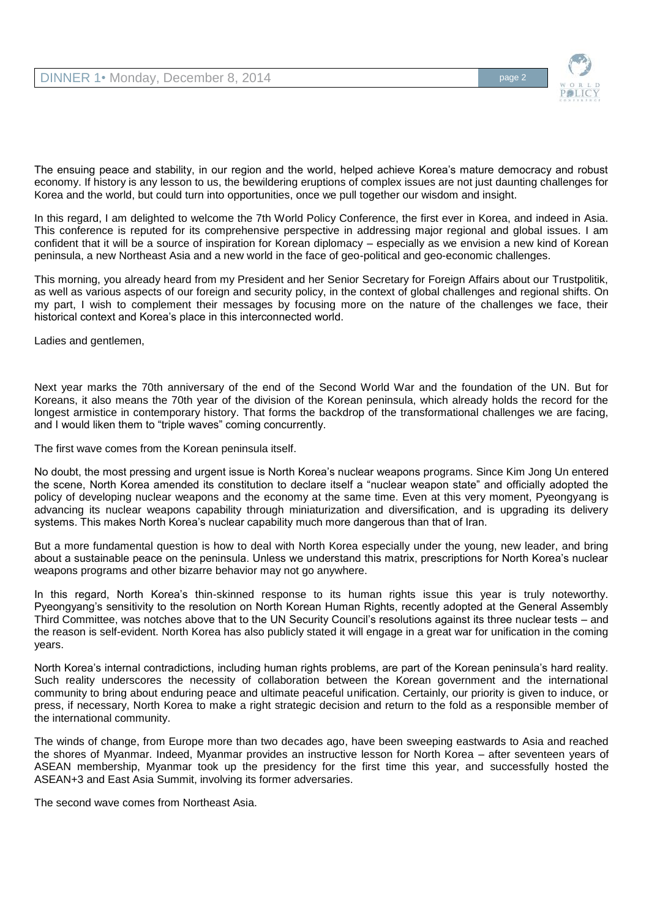The ensuing peace and stability, in our region and the world, helped achieve Korea's mature democracy and robust economy. If history is any lesson to us, the bewildering eruptions of complex issues are not just daunting challenges for Korea and the world, but could turn into opportunities, once we pull together our wisdom and insight.

In this regard, I am delighted to welcome the 7th World Policy Conference, the first ever in Korea, and indeed in Asia. This conference is reputed for its comprehensive perspective in addressing major regional and global issues. I am confident that it will be a source of inspiration for Korean diplomacy – especially as we envision a new kind of Korean peninsula, a new Northeast Asia and a new world in the face of geo-political and geo-economic challenges.

This morning, you already heard from my President and her Senior Secretary for Foreign Affairs about our Trustpolitik, as well as various aspects of our foreign and security policy, in the context of global challenges and regional shifts. On my part, I wish to complement their messages by focusing more on the nature of the challenges we face, their historical context and Korea's place in this interconnected world.

Ladies and gentlemen,

Next year marks the 70th anniversary of the end of the Second World War and the foundation of the UN. But for Koreans, it also means the 70th year of the division of the Korean peninsula, which already holds the record for the longest armistice in contemporary history. That forms the backdrop of the transformational challenges we are facing, and I would liken them to "triple waves" coming concurrently.

The first wave comes from the Korean peninsula itself.

No doubt, the most pressing and urgent issue is North Korea's nuclear weapons programs. Since Kim Jong Un entered the scene, North Korea amended its constitution to declare itself a "nuclear weapon state" and officially adopted the policy of developing nuclear weapons and the economy at the same time. Even at this very moment, Pyeongyang is advancing its nuclear weapons capability through miniaturization and diversification, and is upgrading its delivery systems. This makes North Korea's nuclear capability much more dangerous than that of Iran.

But a more fundamental question is how to deal with North Korea especially under the young, new leader, and bring about a sustainable peace on the peninsula. Unless we understand this matrix, prescriptions for North Korea's nuclear weapons programs and other bizarre behavior may not go anywhere.

In this regard, North Korea's thin-skinned response to its human rights issue this year is truly noteworthy. Pyeongyang's sensitivity to the resolution on North Korean Human Rights, recently adopted at the General Assembly Third Committee, was notches above that to the UN Security Council's resolutions against its three nuclear tests – and the reason is self-evident. North Korea has also publicly stated it will engage in a great war for unification in the coming years.

North Korea's internal contradictions, including human rights problems, are part of the Korean peninsula's hard reality. Such reality underscores the necessity of collaboration between the Korean government and the international community to bring about enduring peace and ultimate peaceful unification. Certainly, our priority is given to induce, or press, if necessary, North Korea to make a right strategic decision and return to the fold as a responsible member of the international community.

The winds of change, from Europe more than two decades ago, have been sweeping eastwards to Asia and reached the shores of Myanmar. Indeed, Myanmar provides an instructive lesson for North Korea – after seventeen years of ASEAN membership, Myanmar took up the presidency for the first time this year, and successfully hosted the ASEAN+3 and East Asia Summit, involving its former adversaries.

The second wave comes from Northeast Asia.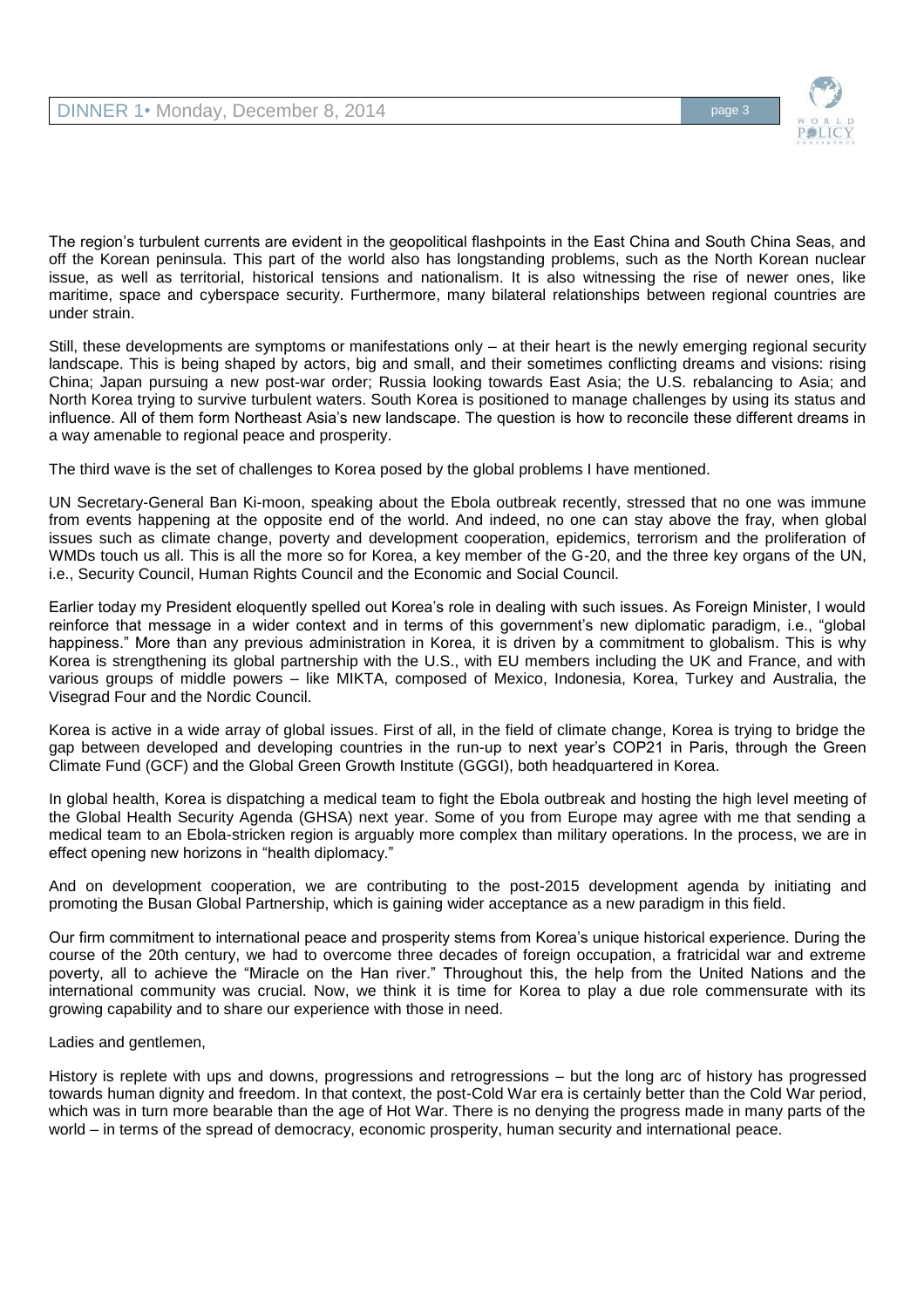The region's turbulent currents are evident in the geopolitical flashpoints in the East China and South China Seas, and off the Korean peninsula. This part of the world also has longstanding problems, such as the North Korean nuclear issue, as well as territorial, historical tensions and nationalism. It is also witnessing the rise of newer ones, like maritime, space and cyberspace security. Furthermore, many bilateral relationships between regional countries are under strain.

Still, these developments are symptoms or manifestations only – at their heart is the newly emerging regional security landscape. This is being shaped by actors, big and small, and their sometimes conflicting dreams and visions: rising China; Japan pursuing a new post-war order; Russia looking towards East Asia; the U.S. rebalancing to Asia; and North Korea trying to survive turbulent waters. South Korea is positioned to manage challenges by using its status and influence. All of them form Northeast Asia's new landscape. The question is how to reconcile these different dreams in a way amenable to regional peace and prosperity.

The third wave is the set of challenges to Korea posed by the global problems I have mentioned.

UN Secretary-General Ban Ki-moon, speaking about the Ebola outbreak recently, stressed that no one was immune from events happening at the opposite end of the world. And indeed, no one can stay above the fray, when global issues such as climate change, poverty and development cooperation, epidemics, terrorism and the proliferation of WMDs touch us all. This is all the more so for Korea, a key member of the G-20, and the three key organs of the UN, i.e., Security Council, Human Rights Council and the Economic and Social Council.

Earlier today my President eloquently spelled out Korea's role in dealing with such issues. As Foreign Minister, I would reinforce that message in a wider context and in terms of this government's new diplomatic paradigm, i.e., "global happiness." More than any previous administration in Korea, it is driven by a commitment to globalism. This is why Korea is strengthening its global partnership with the U.S., with EU members including the UK and France, and with various groups of middle powers – like MIKTA, composed of Mexico, Indonesia, Korea, Turkey and Australia, the Visegrad Four and the Nordic Council.

Korea is active in a wide array of global issues. First of all, in the field of climate change, Korea is trying to bridge the gap between developed and developing countries in the run-up to next year's COP21 in Paris, through the Green Climate Fund (GCF) and the Global Green Growth Institute (GGGI), both headquartered in Korea.

In global health, Korea is dispatching a medical team to fight the Ebola outbreak and hosting the high level meeting of the Global Health Security Agenda (GHSA) next year. Some of you from Europe may agree with me that sending a medical team to an Ebola-stricken region is arguably more complex than military operations. In the process, we are in effect opening new horizons in "health diplomacy."

And on development cooperation, we are contributing to the post-2015 development agenda by initiating and promoting the Busan Global Partnership, which is gaining wider acceptance as a new paradigm in this field.

Our firm commitment to international peace and prosperity stems from Korea's unique historical experience. During the course of the 20th century, we had to overcome three decades of foreign occupation, a fratricidal war and extreme poverty, all to achieve the "Miracle on the Han river." Throughout this, the help from the United Nations and the international community was crucial. Now, we think it is time for Korea to play a due role commensurate with its growing capability and to share our experience with those in need.

Ladies and gentlemen,

History is replete with ups and downs, progressions and retrogressions – but the long arc of history has progressed towards human dignity and freedom. In that context, the post-Cold War era is certainly better than the Cold War period, which was in turn more bearable than the age of Hot War. There is no denying the progress made in many parts of the world – in terms of the spread of democracy, economic prosperity, human security and international peace.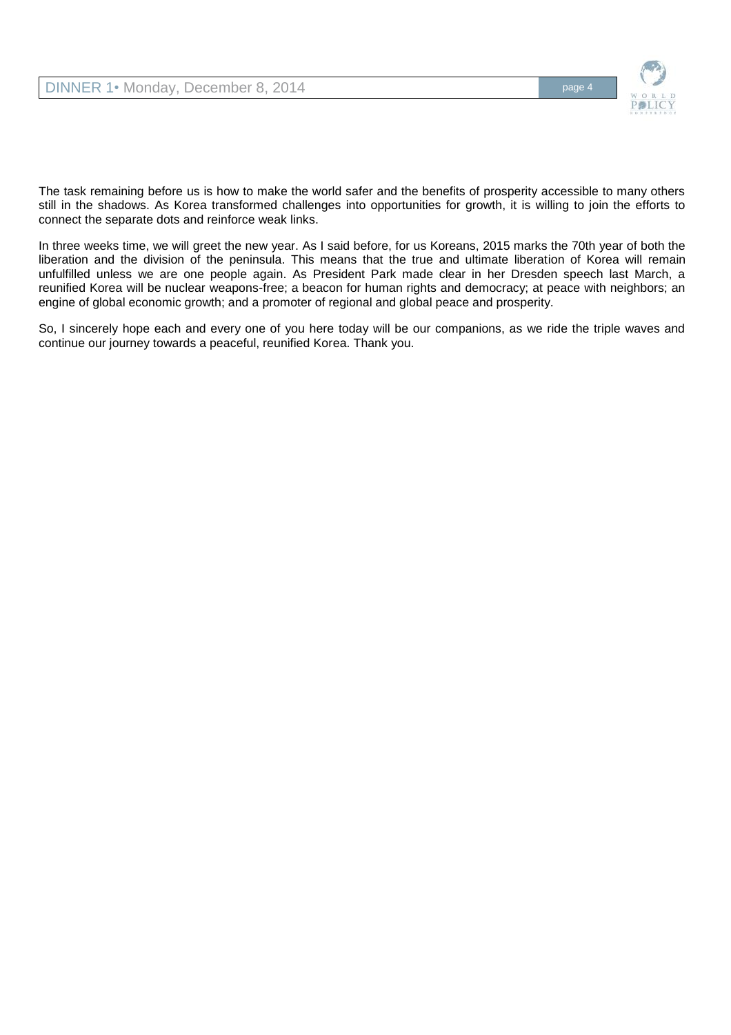The task remaining before us is how to make the world safer and the benefits of prosperity accessible to many others still in the shadows. As Korea transformed challenges into opportunities for growth, it is willing to join the efforts to connect the separate dots and reinforce weak links.

In three weeks time, we will greet the new year. As I said before, for us Koreans, 2015 marks the 70th year of both the liberation and the division of the peninsula. This means that the true and ultimate liberation of Korea will remain unfulfilled unless we are one people again. As President Park made clear in her Dresden speech last March, a reunified Korea will be nuclear weapons-free; a beacon for human rights and democracy; at peace with neighbors; an engine of global economic growth; and a promoter of regional and global peace and prosperity.

So, I sincerely hope each and every one of you here today will be our companions, as we ride the triple waves and continue our journey towards a peaceful, reunified Korea. Thank you.